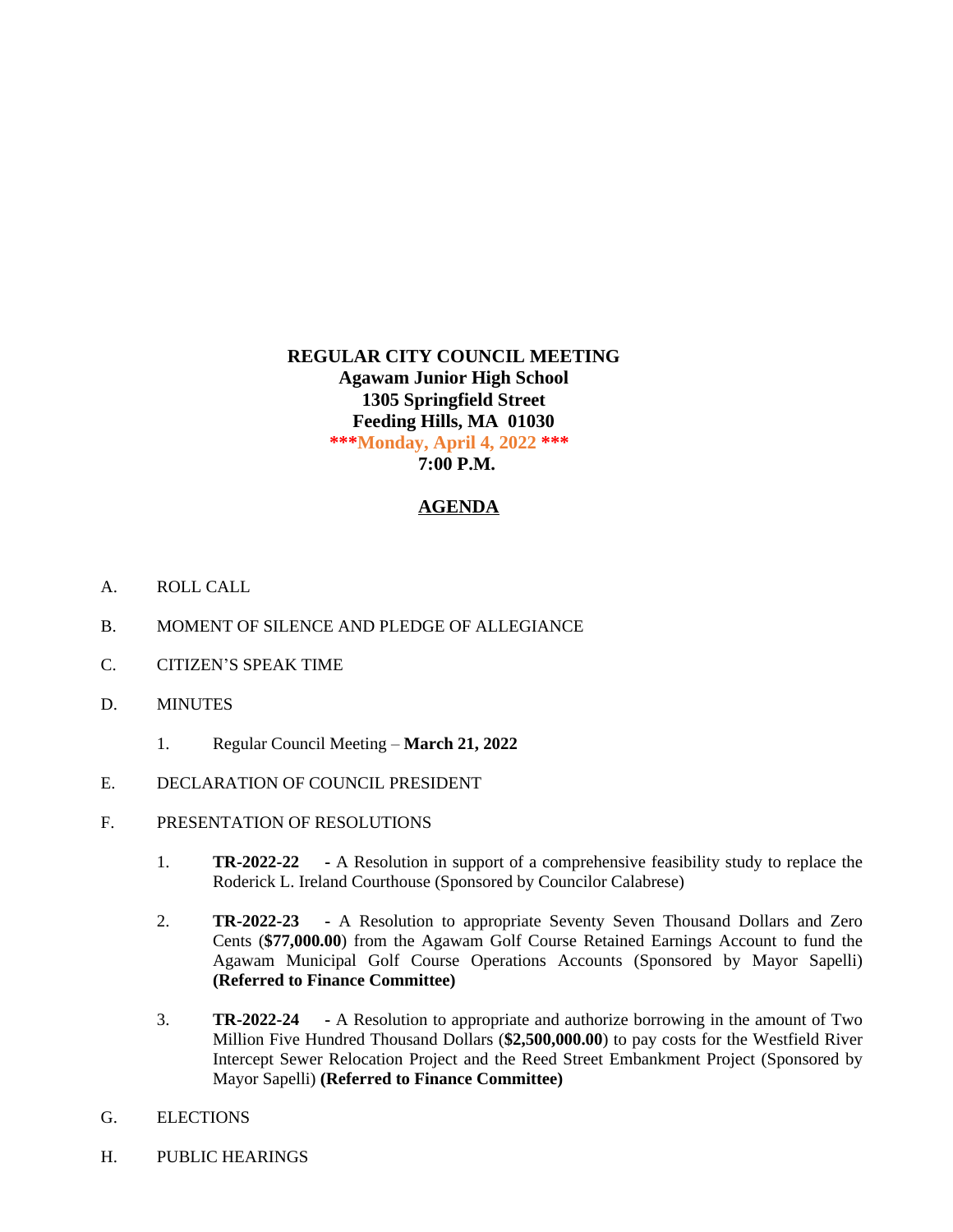**REGULAR CITY COUNCIL MEETING**
**Agawam Junior High School**
**1305 Springfield Street**
**Feeding Hills, MA 01030**
**\*\*\*Monday, April 4, 2022 \*\*\***
**7:00 P.M.**

## AGENDA

A. ROLL CALL

B. MOMENT OF SILENCE AND PLEDGE OF ALLEGIANCE

C. CITIZEN'S SPEAK TIME

D. MINUTES

1. Regular Council Meeting – **March 21, 2022**

E. DECLARATION OF COUNCIL PRESIDENT

F. PRESENTATION OF RESOLUTIONS

1. **TR-2022-22 -** A Resolution in support of a comprehensive feasibility study to replace the Roderick L. Ireland Courthouse (Sponsored by Councilor Calabrese)

2. **TR-2022-23 -** A Resolution to appropriate Seventy Seven Thousand Dollars and Zero Cents (**$77,000.00**) from the Agawam Golf Course Retained Earnings Account to fund the Agawam Municipal Golf Course Operations Accounts (Sponsored by Mayor Sapelli) **(Referred to Finance Committee)**

3. **TR-2022-24 -** A Resolution to appropriate and authorize borrowing in the amount of Two Million Five Hundred Thousand Dollars (**$2,500,000.00**) to pay costs for the Westfield River Intercept Sewer Relocation Project and the Reed Street Embankment Project (Sponsored by Mayor Sapelli) **(Referred to Finance Committee)**

G. ELECTIONS

H. PUBLIC HEARINGS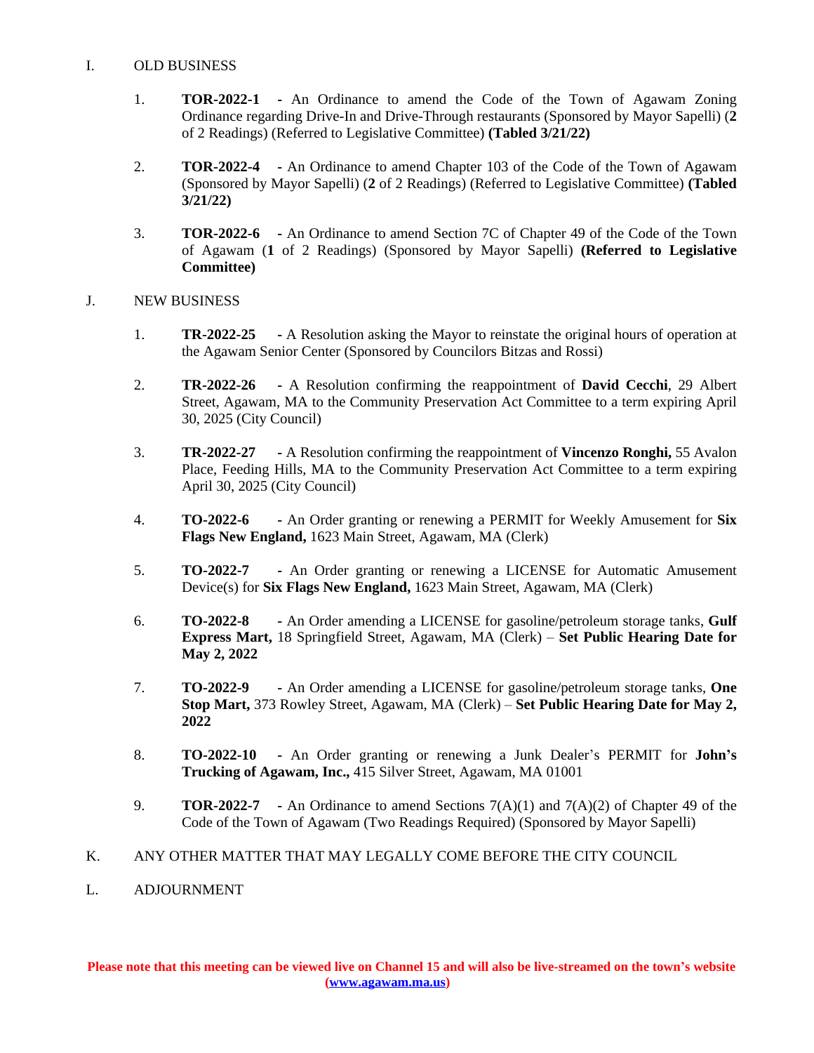I. OLD BUSINESS

1. **TOR-2022-1** - An Ordinance to amend the Code of the Town of Agawam Zoning Ordinance regarding Drive-In and Drive-Through restaurants (Sponsored by Mayor Sapelli) (**2** of 2 Readings) (Referred to Legislative Committee) **(Tabled 3/21/22)**

2. **TOR-2022-4** - An Ordinance to amend Chapter 103 of the Code of the Town of Agawam (Sponsored by Mayor Sapelli) (**2** of 2 Readings) (Referred to Legislative Committee) **(Tabled 3/21/22)**

3. **TOR-2022-6** - An Ordinance to amend Section 7C of Chapter 49 of the Code of the Town of Agawam (**1** of 2 Readings) (Sponsored by Mayor Sapelli) **(Referred to Legislative Committee)**

J. NEW BUSINESS

1. **TR-2022-25** - A Resolution asking the Mayor to reinstate the original hours of operation at the Agawam Senior Center (Sponsored by Councilors Bitzas and Rossi)

2. **TR-2022-26** - A Resolution confirming the reappointment of **David Cecchi**, 29 Albert Street, Agawam, MA to the Community Preservation Act Committee to a term expiring April 30, 2025 (City Council)

3. **TR-2022-27** - A Resolution confirming the reappointment of **Vincenzo Ronghi,** 55 Avalon Place, Feeding Hills, MA to the Community Preservation Act Committee to a term expiring April 30, 2025 (City Council)

4. **TO-2022-6** - An Order granting or renewing a PERMIT for Weekly Amusement for **Six Flags New England,** 1623 Main Street, Agawam, MA (Clerk)

5. **TO-2022-7** - An Order granting or renewing a LICENSE for Automatic Amusement Device(s) for **Six Flags New England,** 1623 Main Street, Agawam, MA (Clerk)

6. **TO-2022-8** - An Order amending a LICENSE for gasoline/petroleum storage tanks, **Gulf Express Mart,** 18 Springfield Street, Agawam, MA (Clerk) – **Set Public Hearing Date for May 2, 2022**

7. **TO-2022-9** - An Order amending a LICENSE for gasoline/petroleum storage tanks, **One Stop Mart,** 373 Rowley Street, Agawam, MA (Clerk) – **Set Public Hearing Date for May 2, 2022**

8. **TO-2022-10** - An Order granting or renewing a Junk Dealer's PERMIT for **John's Trucking of Agawam, Inc.,** 415 Silver Street, Agawam, MA 01001

9. **TOR-2022-7** - An Ordinance to amend Sections 7(A)(1) and 7(A)(2) of Chapter 49 of the Code of the Town of Agawam (Two Readings Required) (Sponsored by Mayor Sapelli)

K. ANY OTHER MATTER THAT MAY LEGALLY COME BEFORE THE CITY COUNCIL

L. ADJOURNMENT

**Please note that this meeting can be viewed live on Channel 15 and will also be live-streamed on the town's website (www.agawam.ma.us)**